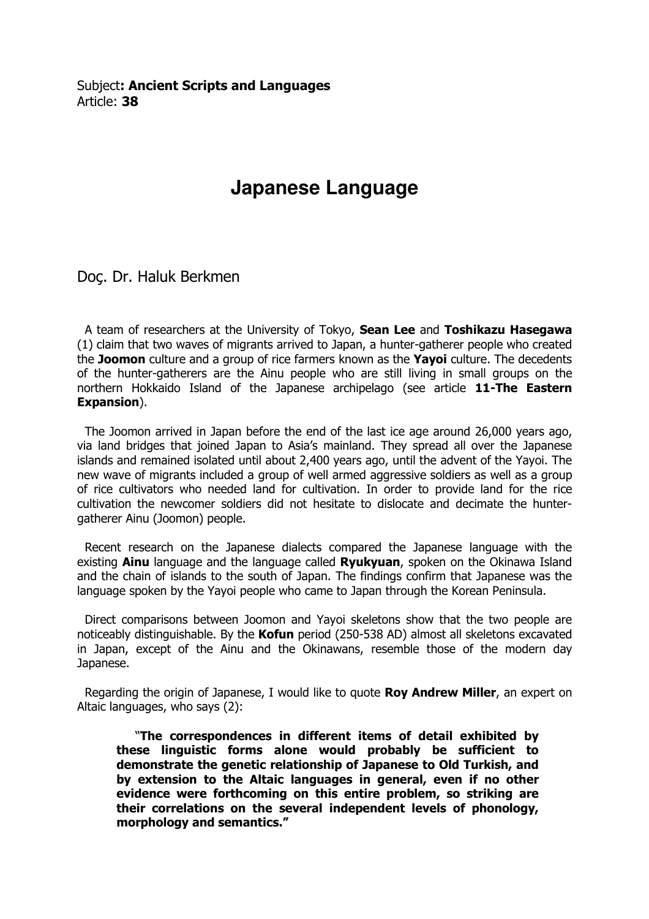Subject**: Ancient Scripts and Languages**
Article: **38**

# Japanese Language

Doç. Dr. Haluk Berkmen

A team of researchers at the University of Tokyo, **Sean Lee** and **Toshikazu Hasegawa** (1) claim that two waves of migrants arrived to Japan, a hunter-gatherer people who created the **Joomon** culture and a group of rice farmers known as the **Yayoi** culture. The decedents of the hunter-gatherers are the Ainu people who are still living in small groups on the northern Hokkaido Island of the Japanese archipelago (see article **11-The Eastern Expansion**).

The Joomon arrived in Japan before the end of the last ice age around 26,000 years ago, via land bridges that joined Japan to Asia's mainland. They spread all over the Japanese islands and remained isolated until about 2,400 years ago, until the advent of the Yayoi. The new wave of migrants included a group of well armed aggressive soldiers as well as a group of rice cultivators who needed land for cultivation. In order to provide land for the rice cultivation the newcomer soldiers did not hesitate to dislocate and decimate the hunter-gatherer Ainu (Joomon) people.

Recent research on the Japanese dialects compared the Japanese language with the existing **Ainu** language and the language called **Ryukyuan**, spoken on the Okinawa Island and the chain of islands to the south of Japan. The findings confirm that Japanese was the language spoken by the Yayoi people who came to Japan through the Korean Peninsula.

Direct comparisons between Joomon and Yayoi skeletons show that the two people are noticeably distinguishable. By the **Kofun** period (250-538 AD) almost all skeletons excavated in Japan, except of the Ainu and the Okinawans, resemble those of the modern day Japanese.

Regarding the origin of Japanese, I would like to quote **Roy Andrew Miller**, an expert on Altaic languages, who says (2):

> "**The correspondences in different items of detail exhibited by these linguistic forms alone would probably be sufficient to demonstrate the genetic relationship of Japanese to Old Turkish, and by extension to the Altaic languages in general, even if no other evidence were forthcoming on this entire problem, so striking are their correlations on the several independent levels of phonology, morphology and semantics."**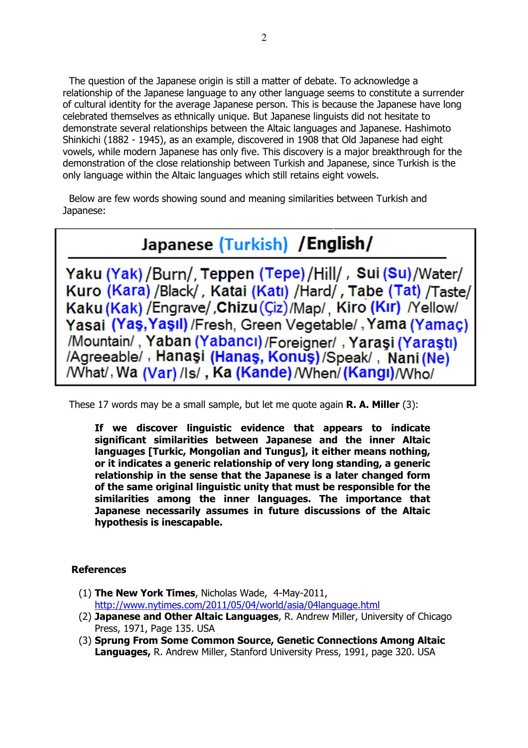The question of the Japanese origin is still a matter of debate. To acknowledge a relationship of the Japanese language to any other language seems to constitute a surrender of cultural identity for the average Japanese person. This is because the Japanese have long celebrated themselves as ethnically unique. But Japanese linguists did not hesitate to demonstrate several relationships between the Altaic languages and Japanese. Hashimoto Shinkichi (1882 - 1945), as an example, discovered in 1908 that Old Japanese had eight vowels, while modern Japanese has only five. This discovery is a major breakthrough for the demonstration of the close relationship between Turkish and Japanese, since Turkish is the only language within the Altaic languages which still retains eight vowels.

Below are few words showing sound and meaning similarities between Turkish and Japanese:

**Japanese (Turkish) /English/**

Yaku (Yak) /Burn/, Teppen (Tepe) /Hill/ , Sui (Su) /Water/ Kuro (Kara) /Black/ , Katai (Katı) /Hard/ , Tabe (Tat) /Taste/ Kaku (Kak) /Engrave/ ,Chizu (Çiz) /Map/ , Kiro (Kır) /Yellow/ Yasai (Yaş, Yaşıl) /Fresh, Green Vegetable/ , Yama (Yamaç) /Mountain/ , Yaban (Yabancı) /Foreigner/ , Yaraşi (Yaraştı) /Agreeable/ , Hanaşi (Hanaş, Konuş) /Speak/ , Nani (Ne) /What/, Wa (Var) /Is/ , Ka (Kande) /When/ (Kangı) /Who/

These 17 words may be a small sample, but let me quote again **R. A. Miller** (3):

> **If we discover linguistic evidence that appears to indicate significant similarities between Japanese and the inner Altaic languages [Turkic, Mongolian and Tungus], it either means nothing, or it indicates a generic relationship of very long standing, a generic relationship in the sense that the Japanese is a later changed form of the same original linguistic unity that must be responsible for the similarities among the inner languages. The importance that Japanese necessarily assumes in future discussions of the Altaic hypothesis is inescapable.**

## References

1. **The New York Times**, Nicholas Wade, 4-May-2011, http://www.nytimes.com/2011/05/04/world/asia/04language.html
2. **Japanese and Other Altaic Languages**, R. Andrew Miller, University of Chicago Press, 1971, Page 135. USA
3. **Sprung From Some Common Source, Genetic Connections Among Altaic Languages,** R. Andrew Miller, Stanford University Press, 1991, page 320. USA